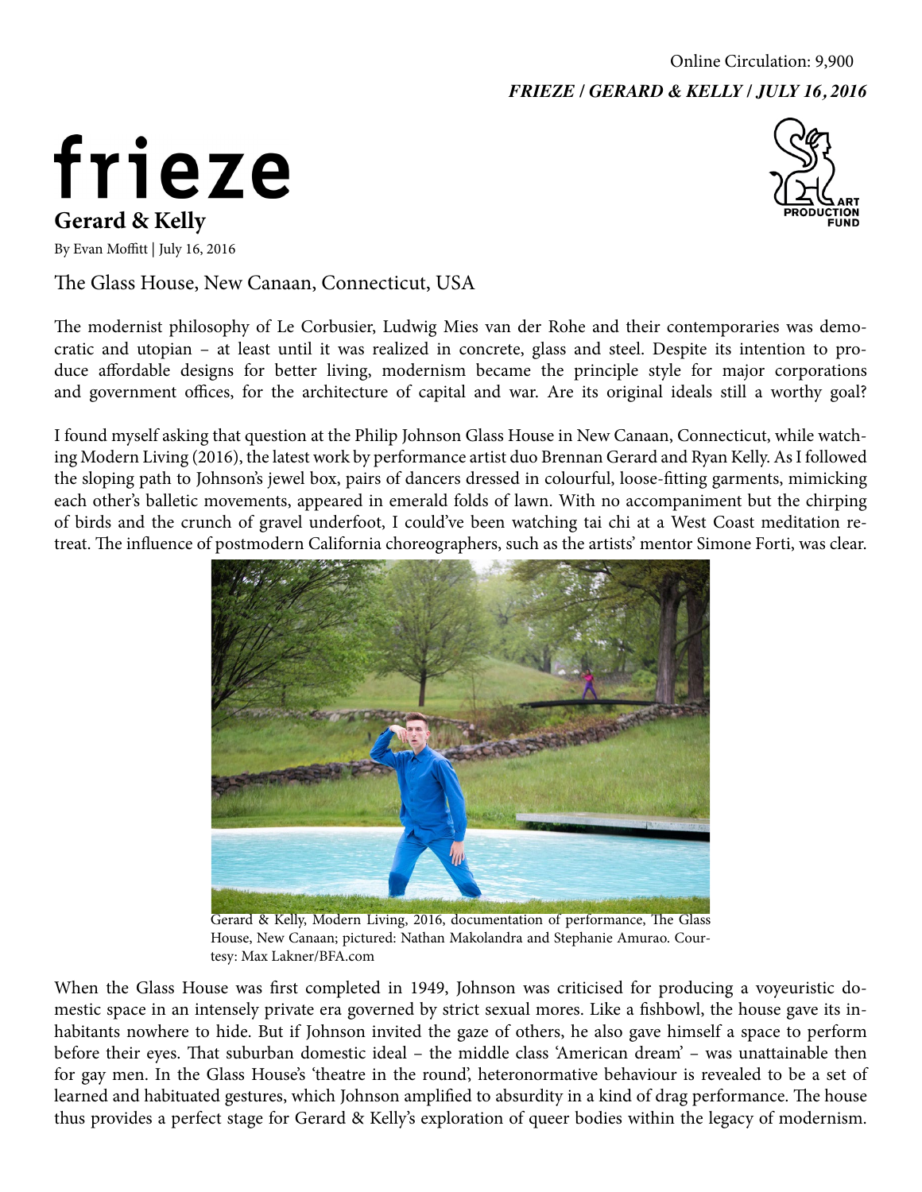Online Circulation: 9,900

***FRIEZE / GERARD & KELLY / JULY 16, 2016***

# frieze

## Gerard & Kelly

By Evan Moffitt | July 16, 2016

The Glass House, New Canaan, Connecticut, USA

The modernist philosophy of Le Corbusier, Ludwig Mies van der Rohe and their contemporaries was democratic and utopian – at least until it was realized in concrete, glass and steel. Despite its intention to produce affordable designs for better living, modernism became the principle style for major corporations and government offices, for the architecture of capital and war. Are its original ideals still a worthy goal?

I found myself asking that question at the Philip Johnson Glass House in New Canaan, Connecticut, while watching Modern Living (2016), the latest work by performance artist duo Brennan Gerard and Ryan Kelly. As I followed the sloping path to Johnson's jewel box, pairs of dancers dressed in colourful, loose-fitting garments, mimicking each other's balletic movements, appeared in emerald folds of lawn. With no accompaniment but the chirping of birds and the crunch of gravel underfoot, I could've been watching tai chi at a West Coast meditation retreat. The influence of postmodern California choreographers, such as the artists' mentor Simone Forti, was clear.

Gerard & Kelly, Modern Living, 2016, documentation of performance, The Glass House, New Canaan; pictured: Nathan Makolandra and Stephanie Amurao. Courtesy: Max Lakner/BFA.com

When the Glass House was first completed in 1949, Johnson was criticised for producing a voyeuristic domestic space in an intensely private era governed by strict sexual mores. Like a fishbowl, the house gave its inhabitants nowhere to hide. But if Johnson invited the gaze of others, he also gave himself a space to perform before their eyes. That suburban domestic ideal – the middle class 'American dream' – was unattainable then for gay men. In the Glass House's 'theatre in the round', heteronormative behaviour is revealed to be a set of learned and habituated gestures, which Johnson amplified to absurdity in a kind of drag performance. The house thus provides a perfect stage for Gerard & Kelly's exploration of queer bodies within the legacy of modernism.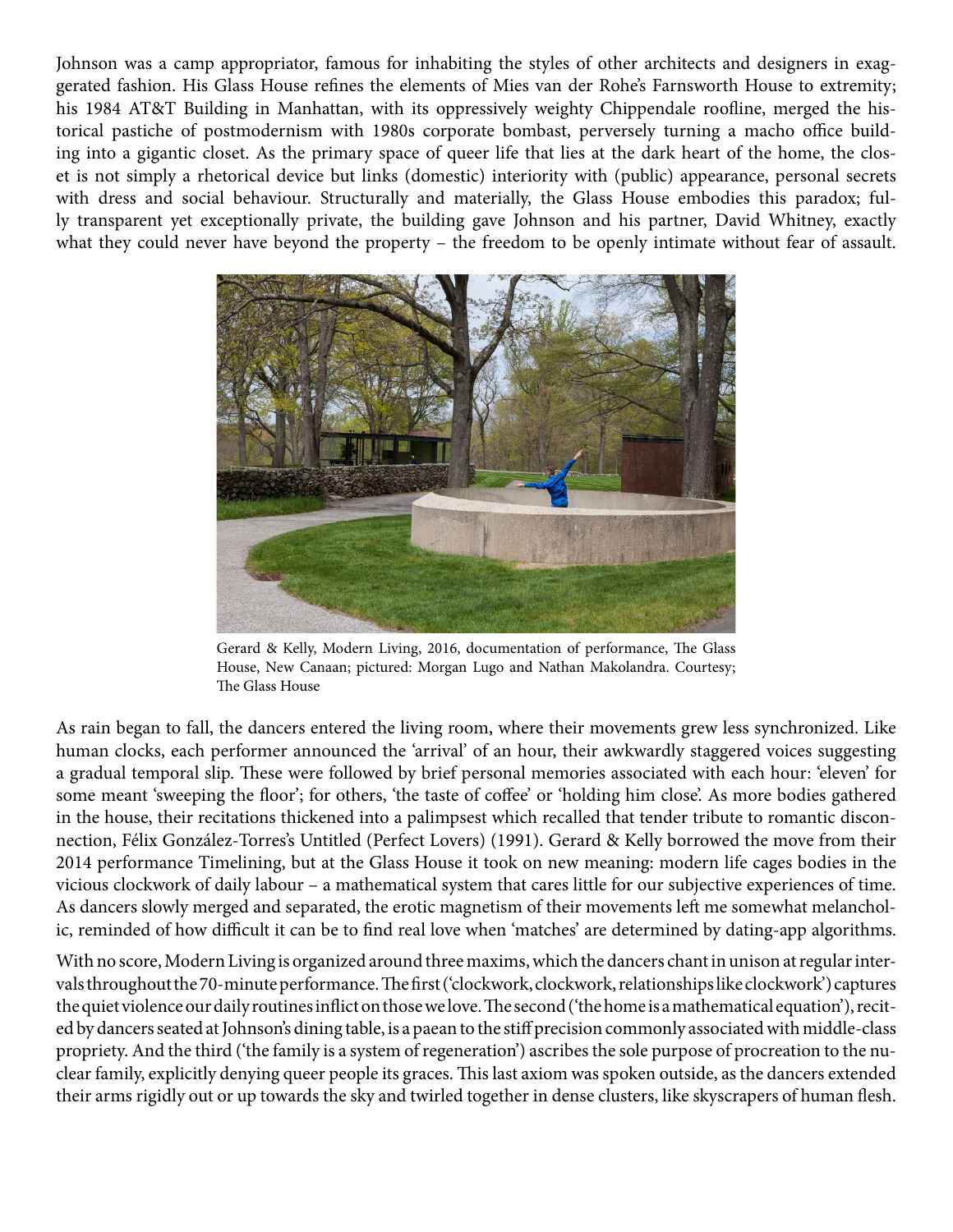Johnson was a camp appropriator, famous for inhabiting the styles of other architects and designers in exaggerated fashion. His Glass House refines the elements of Mies van der Rohe's Farnsworth House to extremity; his 1984 AT&T Building in Manhattan, with its oppressively weighty Chippendale roofline, merged the historical pastiche of postmodernism with 1980s corporate bombast, perversely turning a macho office building into a gigantic closet. As the primary space of queer life that lies at the dark heart of the home, the closet is not simply a rhetorical device but links (domestic) interiority with (public) appearance, personal secrets with dress and social behaviour. Structurally and materially, the Glass House embodies this paradox; fully transparent yet exceptionally private, the building gave Johnson and his partner, David Whitney, exactly what they could never have beyond the property – the freedom to be openly intimate without fear of assault.

Gerard & Kelly, Modern Living, 2016, documentation of performance, The Glass House, New Canaan; pictured: Morgan Lugo and Nathan Makolandra. Courtesy; The Glass House

As rain began to fall, the dancers entered the living room, where their movements grew less synchronized. Like human clocks, each performer announced the 'arrival' of an hour, their awkwardly staggered voices suggesting a gradual temporal slip. These were followed by brief personal memories associated with each hour: 'eleven' for some meant 'sweeping the floor'; for others, 'the taste of coffee' or 'holding him close'. As more bodies gathered in the house, their recitations thickened into a palimpsest which recalled that tender tribute to romantic disconnection, Félix González-Torres's Untitled (Perfect Lovers) (1991). Gerard & Kelly borrowed the move from their 2014 performance Timelining, but at the Glass House it took on new meaning: modern life cages bodies in the vicious clockwork of daily labour – a mathematical system that cares little for our subjective experiences of time. As dancers slowly merged and separated, the erotic magnetism of their movements left me somewhat melancholic, reminded of how difficult it can be to find real love when 'matches' are determined by dating-app algorithms.

With no score, Modern Living is organized around three maxims, which the dancers chant in unison at regular intervals throughout the 70-minute performance. The first ('clockwork, clockwork, relationships like clockwork') captures the quiet violence our daily routines inflict on those we love. The second ('the home is a mathematical equation'), recited by dancers seated at Johnson's dining table, is a paean to the stiff precision commonly associated with middle-class propriety. And the third ('the family is a system of regeneration') ascribes the sole purpose of procreation to the nuclear family, explicitly denying queer people its graces. This last axiom was spoken outside, as the dancers extended their arms rigidly out or up towards the sky and twirled together in dense clusters, like skyscrapers of human flesh.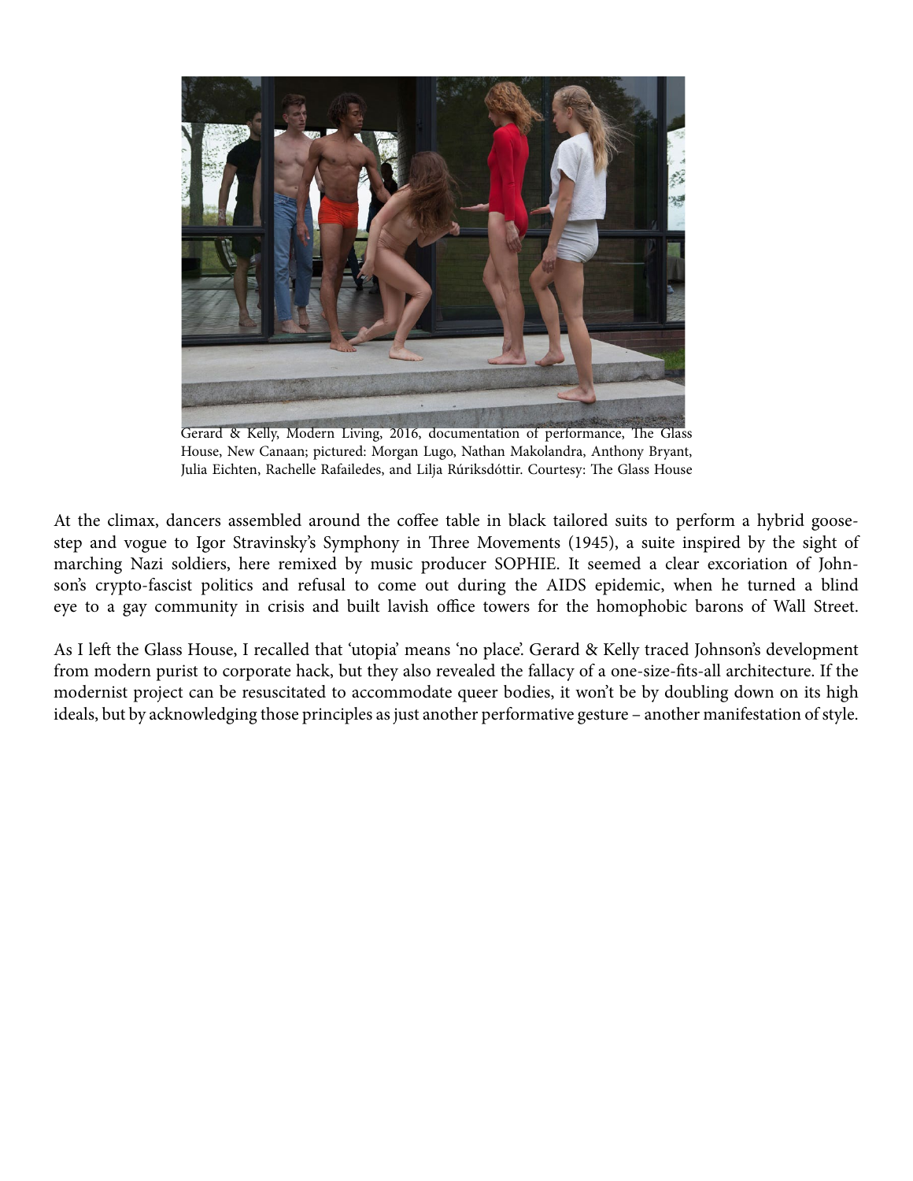Gerard & Kelly, Modern Living, 2016, documentation of performance, The Glass House, New Canaan; pictured: Morgan Lugo, Nathan Makolandra, Anthony Bryant, Julia Eichten, Rachelle Rafailedes, and Lilja Rúriksdóttir. Courtesy: The Glass House

At the climax, dancers assembled around the coffee table in black tailored suits to perform a hybrid goose-step and vogue to Igor Stravinsky's Symphony in Three Movements (1945), a suite inspired by the sight of marching Nazi soldiers, here remixed by music producer SOPHIE. It seemed a clear excoriation of Johnson's crypto-fascist politics and refusal to come out during the AIDS epidemic, when he turned a blind eye to a gay community in crisis and built lavish office towers for the homophobic barons of Wall Street.

As I left the Glass House, I recalled that 'utopia' means 'no place'. Gerard & Kelly traced Johnson's development from modern purist to corporate hack, but they also revealed the fallacy of a one-size-fits-all architecture. If the modernist project can be resuscitated to accommodate queer bodies, it won't be by doubling down on its high ideals, but by acknowledging those principles as just another performative gesture – another manifestation of style.